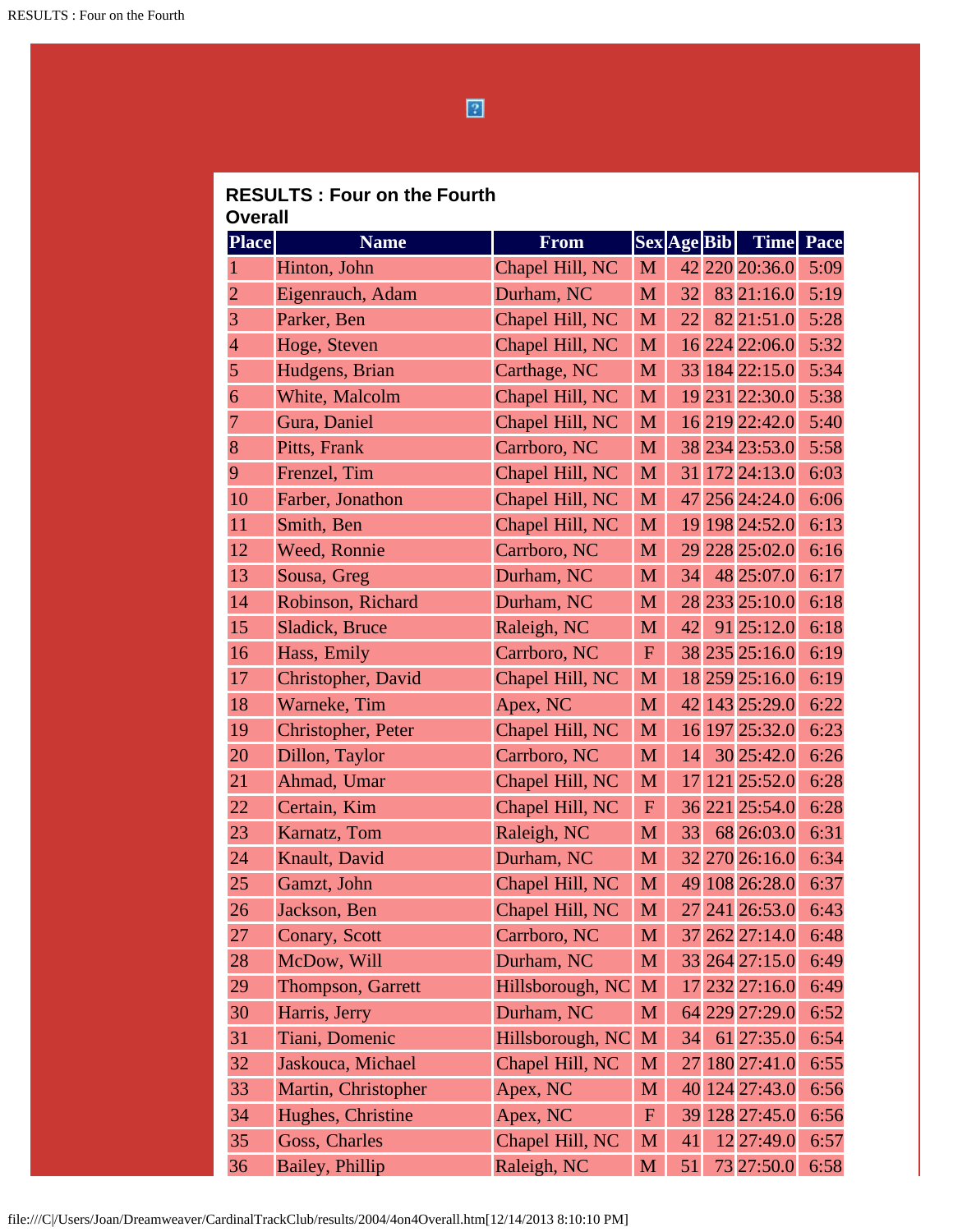## RESULTS : Four on the Fourth
### Overall

| Place | Name | From | Sex | Age | Bib | Time | Pace |
|---|---|---|---|---|---|---|---|
| 1 | Hinton, John | Chapel Hill, NC | M | 42 | 220 | 20:36.0 | 5:09 |
| 2 | Eigenrauch, Adam | Durham, NC | M | 32 | 83 | 21:16.0 | 5:19 |
| 3 | Parker, Ben | Chapel Hill, NC | M | 22 | 82 | 21:51.0 | 5:28 |
| 4 | Hoge, Steven | Chapel Hill, NC | M | 16 | 224 | 22:06.0 | 5:32 |
| 5 | Hudgens, Brian | Carthage, NC | M | 33 | 184 | 22:15.0 | 5:34 |
| 6 | White, Malcolm | Chapel Hill, NC | M | 19 | 231 | 22:30.0 | 5:38 |
| 7 | Gura, Daniel | Chapel Hill, NC | M | 16 | 219 | 22:42.0 | 5:40 |
| 8 | Pitts, Frank | Carrboro, NC | M | 38 | 234 | 23:53.0 | 5:58 |
| 9 | Frenzel, Tim | Chapel Hill, NC | M | 31 | 172 | 24:13.0 | 6:03 |
| 10 | Farber, Jonathon | Chapel Hill, NC | M | 47 | 256 | 24:24.0 | 6:06 |
| 11 | Smith, Ben | Chapel Hill, NC | M | 19 | 198 | 24:52.0 | 6:13 |
| 12 | Weed, Ronnie | Carrboro, NC | M | 29 | 228 | 25:02.0 | 6:16 |
| 13 | Sousa, Greg | Durham, NC | M | 34 | 48 | 25:07.0 | 6:17 |
| 14 | Robinson, Richard | Durham, NC | M | 28 | 233 | 25:10.0 | 6:18 |
| 15 | Sladick, Bruce | Raleigh, NC | M | 42 | 91 | 25:12.0 | 6:18 |
| 16 | Hass, Emily | Carrboro, NC | F | 38 | 235 | 25:16.0 | 6:19 |
| 17 | Christopher, David | Chapel Hill, NC | M | 18 | 259 | 25:16.0 | 6:19 |
| 18 | Warneke, Tim | Apex, NC | M | 42 | 143 | 25:29.0 | 6:22 |
| 19 | Christopher, Peter | Chapel Hill, NC | M | 16 | 197 | 25:32.0 | 6:23 |
| 20 | Dillon, Taylor | Carrboro, NC | M | 14 | 30 | 25:42.0 | 6:26 |
| 21 | Ahmad, Umar | Chapel Hill, NC | M | 17 | 121 | 25:52.0 | 6:28 |
| 22 | Certain, Kim | Chapel Hill, NC | F | 36 | 221 | 25:54.0 | 6:28 |
| 23 | Karnatz, Tom | Raleigh, NC | M | 33 | 68 | 26:03.0 | 6:31 |
| 24 | Knault, David | Durham, NC | M | 32 | 270 | 26:16.0 | 6:34 |
| 25 | Gamzt, John | Chapel Hill, NC | M | 49 | 108 | 26:28.0 | 6:37 |
| 26 | Jackson, Ben | Chapel Hill, NC | M | 27 | 241 | 26:53.0 | 6:43 |
| 27 | Conary, Scott | Carrboro, NC | M | 37 | 262 | 27:14.0 | 6:48 |
| 28 | McDow, Will | Durham, NC | M | 33 | 264 | 27:15.0 | 6:49 |
| 29 | Thompson, Garrett | Hillsborough, NC | M | 17 | 232 | 27:16.0 | 6:49 |
| 30 | Harris, Jerry | Durham, NC | M | 64 | 229 | 27:29.0 | 6:52 |
| 31 | Tiani, Domenic | Hillsborough, NC | M | 34 | 61 | 27:35.0 | 6:54 |
| 32 | Jaskouca, Michael | Chapel Hill, NC | M | 27 | 180 | 27:41.0 | 6:55 |
| 33 | Martin, Christopher | Apex, NC | M | 40 | 124 | 27:43.0 | 6:56 |
| 34 | Hughes, Christine | Apex, NC | F | 39 | 128 | 27:45.0 | 6:56 |
| 35 | Goss, Charles | Chapel Hill, NC | M | 41 | 12 | 27:49.0 | 6:57 |
| 36 | Bailey, Phillip | Raleigh, NC | M | 51 | 73 | 27:50.0 | 6:58 |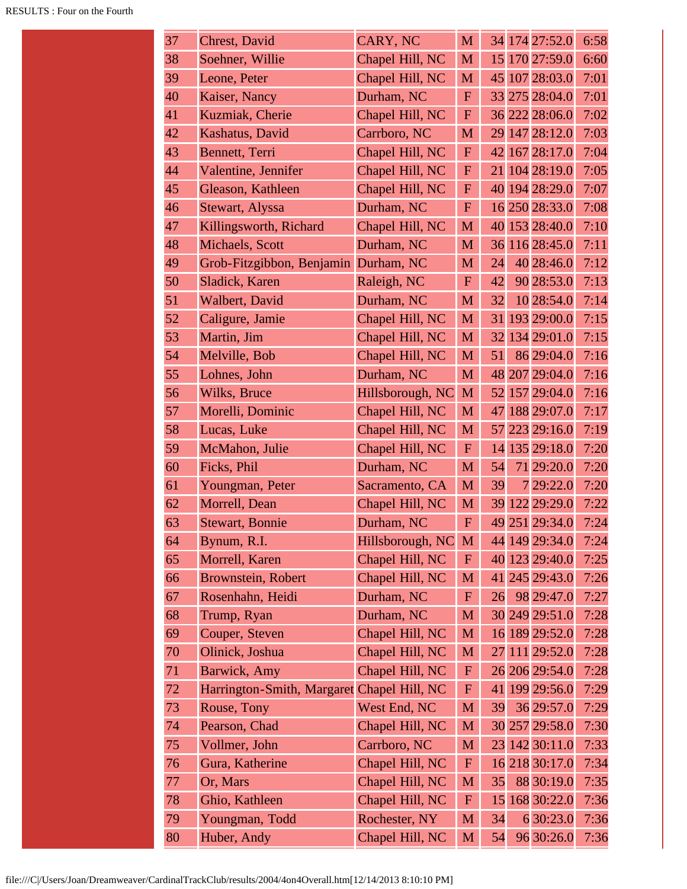| | | | | | | | |
|---|---|---|---|---|---|---|---|
| 37 | Chrest, David | CARY, NC | M | 34 | 174 | 27:52.0 | 6:58 |
| 38 | Soehner, Willie | Chapel Hill, NC | M | 15 | 170 | 27:59.0 | 6:60 |
| 39 | Leone, Peter | Chapel Hill, NC | M | 45 | 107 | 28:03.0 | 7:01 |
| 40 | Kaiser, Nancy | Durham, NC | F | 33 | 275 | 28:04.0 | 7:01 |
| 41 | Kuzmiak, Cherie | Chapel Hill, NC | F | 36 | 222 | 28:06.0 | 7:02 |
| 42 | Kashatus, David | Carrboro, NC | M | 29 | 147 | 28:12.0 | 7:03 |
| 43 | Bennett, Terri | Chapel Hill, NC | F | 42 | 167 | 28:17.0 | 7:04 |
| 44 | Valentine, Jennifer | Chapel Hill, NC | F | 21 | 104 | 28:19.0 | 7:05 |
| 45 | Gleason, Kathleen | Chapel Hill, NC | F | 40 | 194 | 28:29.0 | 7:07 |
| 46 | Stewart, Alyssa | Durham, NC | F | 16 | 250 | 28:33.0 | 7:08 |
| 47 | Killingsworth, Richard | Chapel Hill, NC | M | 40 | 153 | 28:40.0 | 7:10 |
| 48 | Michaels, Scott | Durham, NC | M | 36 | 116 | 28:45.0 | 7:11 |
| 49 | Grob-Fitzgibbon, Benjamin | Durham, NC | M | 24 | 40 | 28:46.0 | 7:12 |
| 50 | Sladick, Karen | Raleigh, NC | F | 42 | 90 | 28:53.0 | 7:13 |
| 51 | Walbert, David | Durham, NC | M | 32 | 10 | 28:54.0 | 7:14 |
| 52 | Caligure, Jamie | Chapel Hill, NC | M | 31 | 193 | 29:00.0 | 7:15 |
| 53 | Martin, Jim | Chapel Hill, NC | M | 32 | 134 | 29:01.0 | 7:15 |
| 54 | Melville, Bob | Chapel Hill, NC | M | 51 | 86 | 29:04.0 | 7:16 |
| 55 | Lohnes, John | Durham, NC | M | 48 | 207 | 29:04.0 | 7:16 |
| 56 | Wilks, Bruce | Hillsborough, NC | M | 52 | 157 | 29:04.0 | 7:16 |
| 57 | Morelli, Dominic | Chapel Hill, NC | M | 47 | 188 | 29:07.0 | 7:17 |
| 58 | Lucas, Luke | Chapel Hill, NC | M | 57 | 223 | 29:16.0 | 7:19 |
| 59 | McMahon, Julie | Chapel Hill, NC | F | 14 | 135 | 29:18.0 | 7:20 |
| 60 | Ficks, Phil | Durham, NC | M | 54 | 71 | 29:20.0 | 7:20 |
| 61 | Youngman, Peter | Sacramento, CA | M | 39 | 7 | 29:22.0 | 7:20 |
| 62 | Morrell, Dean | Chapel Hill, NC | M | 39 | 122 | 29:29.0 | 7:22 |
| 63 | Stewart, Bonnie | Durham, NC | F | 49 | 251 | 29:34.0 | 7:24 |
| 64 | Bynum, R.I. | Hillsborough, NC | M | 44 | 149 | 29:34.0 | 7:24 |
| 65 | Morrell, Karen | Chapel Hill, NC | F | 40 | 123 | 29:40.0 | 7:25 |
| 66 | Brownstein, Robert | Chapel Hill, NC | M | 41 | 245 | 29:43.0 | 7:26 |
| 67 | Rosenhahn, Heidi | Durham, NC | F | 26 | 98 | 29:47.0 | 7:27 |
| 68 | Trump, Ryan | Durham, NC | M | 30 | 249 | 29:51.0 | 7:28 |
| 69 | Couper, Steven | Chapel Hill, NC | M | 16 | 189 | 29:52.0 | 7:28 |
| 70 | Olinick, Joshua | Chapel Hill, NC | M | 27 | 111 | 29:52.0 | 7:28 |
| 71 | Barwick, Amy | Chapel Hill, NC | F | 26 | 206 | 29:54.0 | 7:28 |
| 72 | Harrington-Smith, Margaret | Chapel Hill, NC | F | 41 | 199 | 29:56.0 | 7:29 |
| 73 | Rouse, Tony | West End, NC | M | 39 | 36 | 29:57.0 | 7:29 |
| 74 | Pearson, Chad | Chapel Hill, NC | M | 30 | 257 | 29:58.0 | 7:30 |
| 75 | Vollmer, John | Carrboro, NC | M | 23 | 142 | 30:11.0 | 7:33 |
| 76 | Gura, Katherine | Chapel Hill, NC | F | 16 | 218 | 30:17.0 | 7:34 |
| 77 | Or, Mars | Chapel Hill, NC | M | 35 | 88 | 30:19.0 | 7:35 |
| 78 | Ghio, Kathleen | Chapel Hill, NC | F | 15 | 168 | 30:22.0 | 7:36 |
| 79 | Youngman, Todd | Rochester, NY | M | 34 | 6 | 30:23.0 | 7:36 |
| 80 | Huber, Andy | Chapel Hill, NC | M | 54 | 96 | 30:26.0 | 7:36 |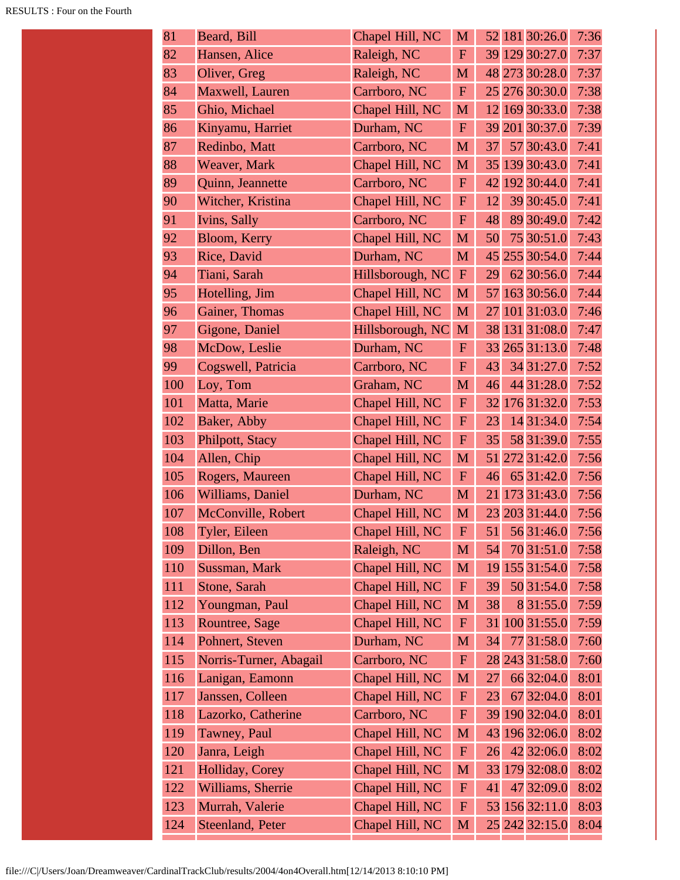| | | | | | | | |
|---|---|---|---|---|---|---|---|
| 81 | Beard, Bill | Chapel Hill, NC | M | 52 | 181 | 30:26.0 | 7:36 |
| 82 | Hansen, Alice | Raleigh, NC | F | 39 | 129 | 30:27.0 | 7:37 |
| 83 | Oliver, Greg | Raleigh, NC | M | 48 | 273 | 30:28.0 | 7:37 |
| 84 | Maxwell, Lauren | Carrboro, NC | F | 25 | 276 | 30:30.0 | 7:38 |
| 85 | Ghio, Michael | Chapel Hill, NC | M | 12 | 169 | 30:33.0 | 7:38 |
| 86 | Kinyamu, Harriet | Durham, NC | F | 39 | 201 | 30:37.0 | 7:39 |
| 87 | Redinbo, Matt | Carrboro, NC | M | 37 | 57 | 30:43.0 | 7:41 |
| 88 | Weaver, Mark | Chapel Hill, NC | M | 35 | 139 | 30:43.0 | 7:41 |
| 89 | Quinn, Jeannette | Carrboro, NC | F | 42 | 192 | 30:44.0 | 7:41 |
| 90 | Witcher, Kristina | Chapel Hill, NC | F | 12 | 39 | 30:45.0 | 7:41 |
| 91 | Ivins, Sally | Carrboro, NC | F | 48 | 89 | 30:49.0 | 7:42 |
| 92 | Bloom, Kerry | Chapel Hill, NC | M | 50 | 75 | 30:51.0 | 7:43 |
| 93 | Rice, David | Durham, NC | M | 45 | 255 | 30:54.0 | 7:44 |
| 94 | Tiani, Sarah | Hillsborough, NC | F | 29 | 62 | 30:56.0 | 7:44 |
| 95 | Hotelling, Jim | Chapel Hill, NC | M | 57 | 163 | 30:56.0 | 7:44 |
| 96 | Gainer, Thomas | Chapel Hill, NC | M | 27 | 101 | 31:03.0 | 7:46 |
| 97 | Gigone, Daniel | Hillsborough, NC | M | 38 | 131 | 31:08.0 | 7:47 |
| 98 | McDow, Leslie | Durham, NC | F | 33 | 265 | 31:13.0 | 7:48 |
| 99 | Cogswell, Patricia | Carrboro, NC | F | 43 | 34 | 31:27.0 | 7:52 |
| 100 | Loy, Tom | Graham, NC | M | 46 | 44 | 31:28.0 | 7:52 |
| 101 | Matta, Marie | Chapel Hill, NC | F | 32 | 176 | 31:32.0 | 7:53 |
| 102 | Baker, Abby | Chapel Hill, NC | F | 23 | 14 | 31:34.0 | 7:54 |
| 103 | Philpott, Stacy | Chapel Hill, NC | F | 35 | 58 | 31:39.0 | 7:55 |
| 104 | Allen, Chip | Chapel Hill, NC | M | 51 | 272 | 31:42.0 | 7:56 |
| 105 | Rogers, Maureen | Chapel Hill, NC | F | 46 | 65 | 31:42.0 | 7:56 |
| 106 | Williams, Daniel | Durham, NC | M | 21 | 173 | 31:43.0 | 7:56 |
| 107 | McConville, Robert | Chapel Hill, NC | M | 23 | 203 | 31:44.0 | 7:56 |
| 108 | Tyler, Eileen | Chapel Hill, NC | F | 51 | 56 | 31:46.0 | 7:56 |
| 109 | Dillon, Ben | Raleigh, NC | M | 54 | 70 | 31:51.0 | 7:58 |
| 110 | Sussman, Mark | Chapel Hill, NC | M | 19 | 155 | 31:54.0 | 7:58 |
| 111 | Stone, Sarah | Chapel Hill, NC | F | 39 | 50 | 31:54.0 | 7:58 |
| 112 | Youngman, Paul | Chapel Hill, NC | M | 38 | 8 | 31:55.0 | 7:59 |
| 113 | Rountree, Sage | Chapel Hill, NC | F | 31 | 100 | 31:55.0 | 7:59 |
| 114 | Pohnert, Steven | Durham, NC | M | 34 | 77 | 31:58.0 | 7:60 |
| 115 | Norris-Turner, Abagail | Carrboro, NC | F | 28 | 243 | 31:58.0 | 7:60 |
| 116 | Lanigan, Eamonn | Chapel Hill, NC | M | 27 | 66 | 32:04.0 | 8:01 |
| 117 | Janssen, Colleen | Chapel Hill, NC | F | 23 | 67 | 32:04.0 | 8:01 |
| 118 | Lazorko, Catherine | Carrboro, NC | F | 39 | 190 | 32:04.0 | 8:01 |
| 119 | Tawney, Paul | Chapel Hill, NC | M | 43 | 196 | 32:06.0 | 8:02 |
| 120 | Janra, Leigh | Chapel Hill, NC | F | 26 | 42 | 32:06.0 | 8:02 |
| 121 | Holliday, Corey | Chapel Hill, NC | M | 33 | 179 | 32:08.0 | 8:02 |
| 122 | Williams, Sherrie | Chapel Hill, NC | F | 41 | 47 | 32:09.0 | 8:02 |
| 123 | Murrah, Valerie | Chapel Hill, NC | F | 53 | 156 | 32:11.0 | 8:03 |
| 124 | Steenland, Peter | Chapel Hill, NC | M | 25 | 242 | 32:15.0 | 8:04 |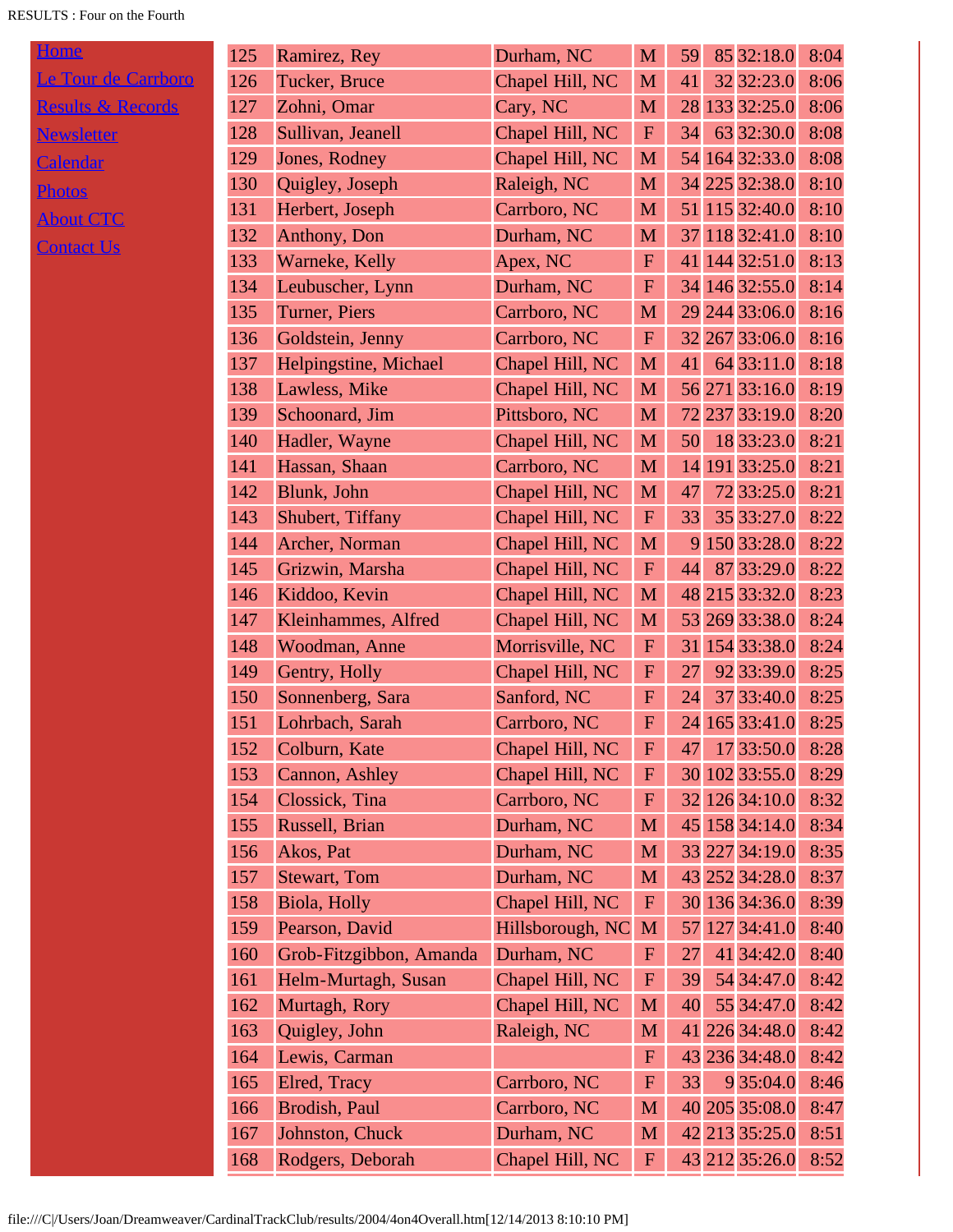- [Home]
- [Le Tour de Carrboro]
- [Results & Records]
- [Newsletter]
- [Calendar]
- [Photos]
- [About CTC]
- [Contact Us]

| | | | | | | | |
|---|---|---|---|---|---|---|---|
| 125 | Ramirez, Rey | Durham, NC | M | 59 | 85 | 32:18.0 | 8:04 |
| 126 | Tucker, Bruce | Chapel Hill, NC | M | 41 | 32 | 32:23.0 | 8:06 |
| 127 | Zohni, Omar | Cary, NC | M | 28 | 133 | 32:25.0 | 8:06 |
| 128 | Sullivan, Jeanell | Chapel Hill, NC | F | 34 | 63 | 32:30.0 | 8:08 |
| 129 | Jones, Rodney | Chapel Hill, NC | M | 54 | 164 | 32:33.0 | 8:08 |
| 130 | Quigley, Joseph | Raleigh, NC | M | 34 | 225 | 32:38.0 | 8:10 |
| 131 | Herbert, Joseph | Carrboro, NC | M | 51 | 115 | 32:40.0 | 8:10 |
| 132 | Anthony, Don | Durham, NC | M | 37 | 118 | 32:41.0 | 8:10 |
| 133 | Warneke, Kelly | Apex, NC | F | 41 | 144 | 32:51.0 | 8:13 |
| 134 | Leubuscher, Lynn | Durham, NC | F | 34 | 146 | 32:55.0 | 8:14 |
| 135 | Turner, Piers | Carrboro, NC | M | 29 | 244 | 33:06.0 | 8:16 |
| 136 | Goldstein, Jenny | Carrboro, NC | F | 32 | 267 | 33:06.0 | 8:16 |
| 137 | Helpingstine, Michael | Chapel Hill, NC | M | 41 | 64 | 33:11.0 | 8:18 |
| 138 | Lawless, Mike | Chapel Hill, NC | M | 56 | 271 | 33:16.0 | 8:19 |
| 139 | Schoonard, Jim | Pittsboro, NC | M | 72 | 237 | 33:19.0 | 8:20 |
| 140 | Hadler, Wayne | Chapel Hill, NC | M | 50 | 18 | 33:23.0 | 8:21 |
| 141 | Hassan, Shaan | Carrboro, NC | M | 14 | 191 | 33:25.0 | 8:21 |
| 142 | Blunk, John | Chapel Hill, NC | M | 47 | 72 | 33:25.0 | 8:21 |
| 143 | Shubert, Tiffany | Chapel Hill, NC | F | 33 | 35 | 33:27.0 | 8:22 |
| 144 | Archer, Norman | Chapel Hill, NC | M | 9 | 150 | 33:28.0 | 8:22 |
| 145 | Grizwin, Marsha | Chapel Hill, NC | F | 44 | 87 | 33:29.0 | 8:22 |
| 146 | Kiddoo, Kevin | Chapel Hill, NC | M | 48 | 215 | 33:32.0 | 8:23 |
| 147 | Kleinhammes, Alfred | Chapel Hill, NC | M | 53 | 269 | 33:38.0 | 8:24 |
| 148 | Woodman, Anne | Morrisville, NC | F | 31 | 154 | 33:38.0 | 8:24 |
| 149 | Gentry, Holly | Chapel Hill, NC | F | 27 | 92 | 33:39.0 | 8:25 |
| 150 | Sonnenberg, Sara | Sanford, NC | F | 24 | 37 | 33:40.0 | 8:25 |
| 151 | Lohrbach, Sarah | Carrboro, NC | F | 24 | 165 | 33:41.0 | 8:25 |
| 152 | Colburn, Kate | Chapel Hill, NC | F | 47 | 17 | 33:50.0 | 8:28 |
| 153 | Cannon, Ashley | Chapel Hill, NC | F | 30 | 102 | 33:55.0 | 8:29 |
| 154 | Clossick, Tina | Carrboro, NC | F | 32 | 126 | 34:10.0 | 8:32 |
| 155 | Russell, Brian | Durham, NC | M | 45 | 158 | 34:14.0 | 8:34 |
| 156 | Akos, Pat | Durham, NC | M | 33 | 227 | 34:19.0 | 8:35 |
| 157 | Stewart, Tom | Durham, NC | M | 43 | 252 | 34:28.0 | 8:37 |
| 158 | Biola, Holly | Chapel Hill, NC | F | 30 | 136 | 34:36.0 | 8:39 |
| 159 | Pearson, David | Hillsborough, NC | M | 57 | 127 | 34:41.0 | 8:40 |
| 160 | Grob-Fitzgibbon, Amanda | Durham, NC | F | 27 | 41 | 34:42.0 | 8:40 |
| 161 | Helm-Murtagh, Susan | Chapel Hill, NC | F | 39 | 54 | 34:47.0 | 8:42 |
| 162 | Murtagh, Rory | Chapel Hill, NC | M | 40 | 55 | 34:47.0 | 8:42 |
| 163 | Quigley, John | Raleigh, NC | M | 41 | 226 | 34:48.0 | 8:42 |
| 164 | Lewis, Carman | | F | 43 | 236 | 34:48.0 | 8:42 |
| 165 | Elred, Tracy | Carrboro, NC | F | 33 | 9 | 35:04.0 | 8:46 |
| 166 | Brodish, Paul | Carrboro, NC | M | 40 | 205 | 35:08.0 | 8:47 |
| 167 | Johnston, Chuck | Durham, NC | M | 42 | 213 | 35:25.0 | 8:51 |
| 168 | Rodgers, Deborah | Chapel Hill, NC | F | 43 | 212 | 35:26.0 | 8:52 |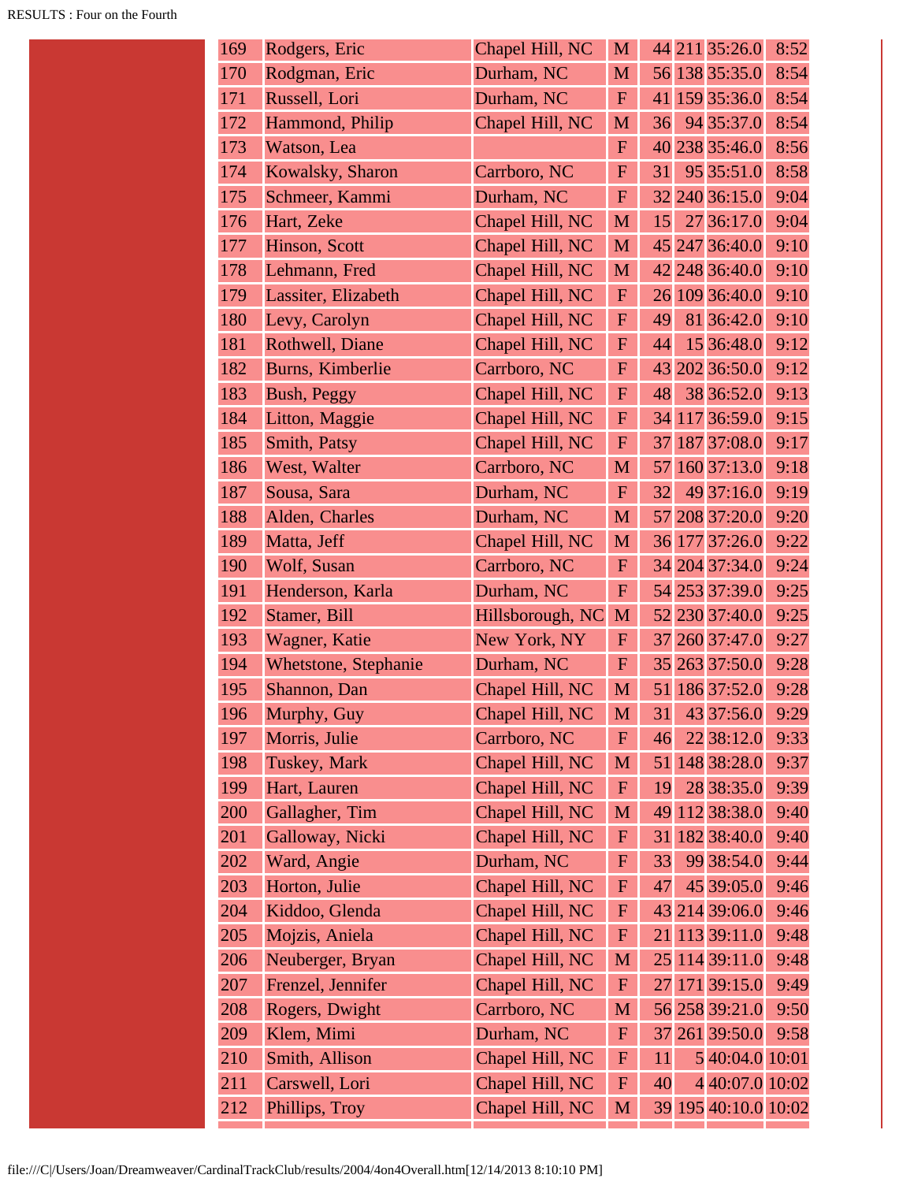| | | | | | | | |
|---|---|---|---|---|---|---|---|
| 169 | Rodgers, Eric | Chapel Hill, NC | M | 44 | 211 | 35:26.0 | 8:52 |
| 170 | Rodgman, Eric | Durham, NC | M | 56 | 138 | 35:35.0 | 8:54 |
| 171 | Russell, Lori | Durham, NC | F | 41 | 159 | 35:36.0 | 8:54 |
| 172 | Hammond, Philip | Chapel Hill, NC | M | 36 | 94 | 35:37.0 | 8:54 |
| 173 | Watson, Lea | | F | 40 | 238 | 35:46.0 | 8:56 |
| 174 | Kowalsky, Sharon | Carrboro, NC | F | 31 | 95 | 35:51.0 | 8:58 |
| 175 | Schmeer, Kammi | Durham, NC | F | 32 | 240 | 36:15.0 | 9:04 |
| 176 | Hart, Zeke | Chapel Hill, NC | M | 15 | 27 | 36:17.0 | 9:04 |
| 177 | Hinson, Scott | Chapel Hill, NC | M | 45 | 247 | 36:40.0 | 9:10 |
| 178 | Lehmann, Fred | Chapel Hill, NC | M | 42 | 248 | 36:40.0 | 9:10 |
| 179 | Lassiter, Elizabeth | Chapel Hill, NC | F | 26 | 109 | 36:40.0 | 9:10 |
| 180 | Levy, Carolyn | Chapel Hill, NC | F | 49 | 81 | 36:42.0 | 9:10 |
| 181 | Rothwell, Diane | Chapel Hill, NC | F | 44 | 15 | 36:48.0 | 9:12 |
| 182 | Burns, Kimberlie | Carrboro, NC | F | 43 | 202 | 36:50.0 | 9:12 |
| 183 | Bush, Peggy | Chapel Hill, NC | F | 48 | 38 | 36:52.0 | 9:13 |
| 184 | Litton, Maggie | Chapel Hill, NC | F | 34 | 117 | 36:59.0 | 9:15 |
| 185 | Smith, Patsy | Chapel Hill, NC | F | 37 | 187 | 37:08.0 | 9:17 |
| 186 | West, Walter | Carrboro, NC | M | 57 | 160 | 37:13.0 | 9:18 |
| 187 | Sousa, Sara | Durham, NC | F | 32 | 49 | 37:16.0 | 9:19 |
| 188 | Alden, Charles | Durham, NC | M | 57 | 208 | 37:20.0 | 9:20 |
| 189 | Matta, Jeff | Chapel Hill, NC | M | 36 | 177 | 37:26.0 | 9:22 |
| 190 | Wolf, Susan | Carrboro, NC | F | 34 | 204 | 37:34.0 | 9:24 |
| 191 | Henderson, Karla | Durham, NC | F | 54 | 253 | 37:39.0 | 9:25 |
| 192 | Stamer, Bill | Hillsborough, NC | M | 52 | 230 | 37:40.0 | 9:25 |
| 193 | Wagner, Katie | New York, NY | F | 37 | 260 | 37:47.0 | 9:27 |
| 194 | Whetstone, Stephanie | Durham, NC | F | 35 | 263 | 37:50.0 | 9:28 |
| 195 | Shannon, Dan | Chapel Hill, NC | M | 51 | 186 | 37:52.0 | 9:28 |
| 196 | Murphy, Guy | Chapel Hill, NC | M | 31 | 43 | 37:56.0 | 9:29 |
| 197 | Morris, Julie | Carrboro, NC | F | 46 | 22 | 38:12.0 | 9:33 |
| 198 | Tuskey, Mark | Chapel Hill, NC | M | 51 | 148 | 38:28.0 | 9:37 |
| 199 | Hart, Lauren | Chapel Hill, NC | F | 19 | 28 | 38:35.0 | 9:39 |
| 200 | Gallagher, Tim | Chapel Hill, NC | M | 49 | 112 | 38:38.0 | 9:40 |
| 201 | Galloway, Nicki | Chapel Hill, NC | F | 31 | 182 | 38:40.0 | 9:40 |
| 202 | Ward, Angie | Durham, NC | F | 33 | 99 | 38:54.0 | 9:44 |
| 203 | Horton, Julie | Chapel Hill, NC | F | 47 | 45 | 39:05.0 | 9:46 |
| 204 | Kiddoo, Glenda | Chapel Hill, NC | F | 43 | 214 | 39:06.0 | 9:46 |
| 205 | Mojzis, Aniela | Chapel Hill, NC | F | 21 | 113 | 39:11.0 | 9:48 |
| 206 | Neuberger, Bryan | Chapel Hill, NC | M | 25 | 114 | 39:11.0 | 9:48 |
| 207 | Frenzel, Jennifer | Chapel Hill, NC | F | 27 | 171 | 39:15.0 | 9:49 |
| 208 | Rogers, Dwight | Carrboro, NC | M | 56 | 258 | 39:21.0 | 9:50 |
| 209 | Klem, Mimi | Durham, NC | F | 37 | 261 | 39:50.0 | 9:58 |
| 210 | Smith, Allison | Chapel Hill, NC | F | 11 | 5 | 40:04.0 | 10:01 |
| 211 | Carswell, Lori | Chapel Hill, NC | F | 40 | 4 | 40:07.0 | 10:02 |
| 212 | Phillips, Troy | Chapel Hill, NC | M | 39 | 195 | 40:10.0 | 10:02 |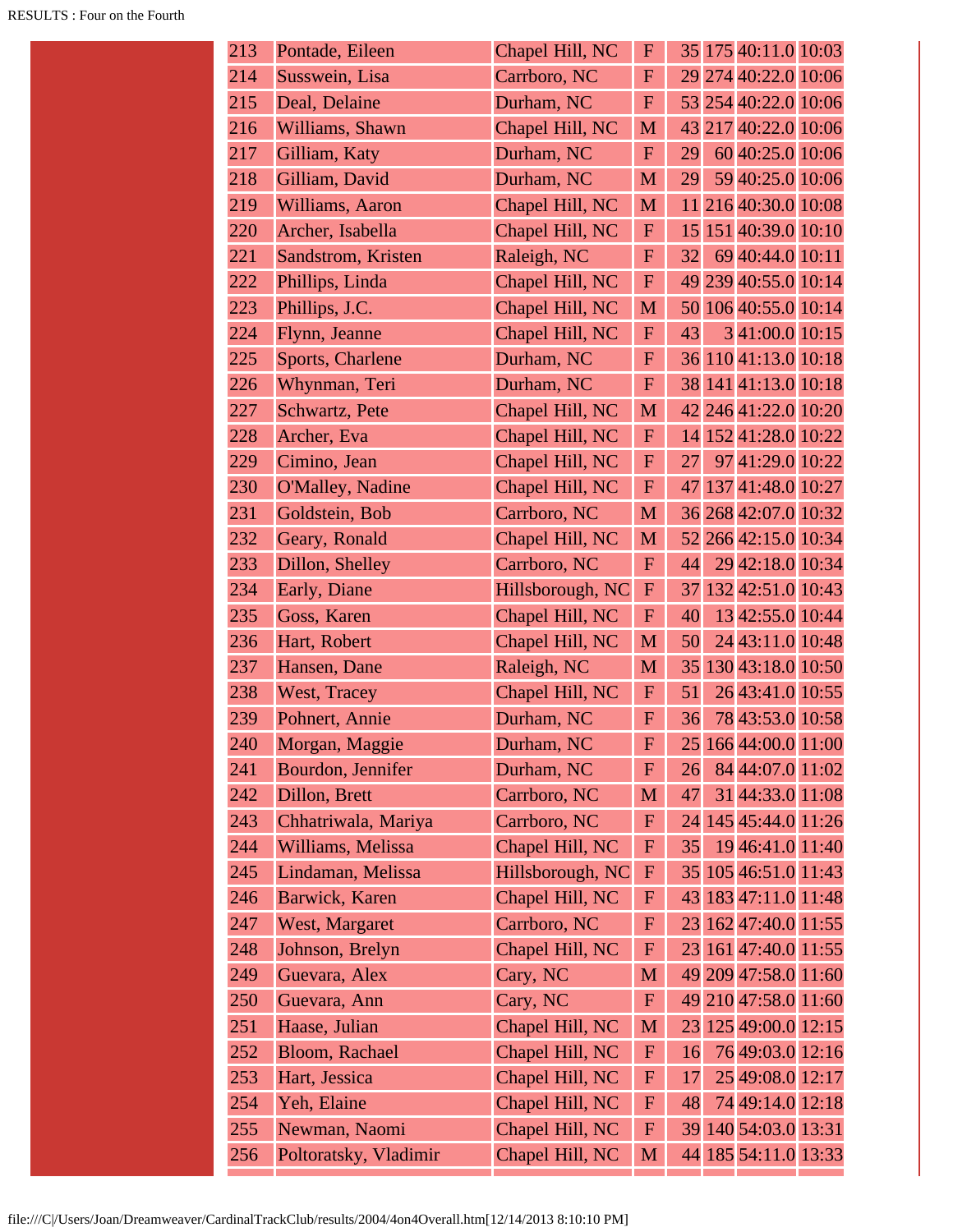| | | | | | | | |
|---|---|---|---|---|---|---|---|
| 213 | Pontade, Eileen | Chapel Hill, NC | F | 35 | 175 | 40:11.0 | 10:03 |
| 214 | Susswein, Lisa | Carrboro, NC | F | 29 | 274 | 40:22.0 | 10:06 |
| 215 | Deal, Delaine | Durham, NC | F | 53 | 254 | 40:22.0 | 10:06 |
| 216 | Williams, Shawn | Chapel Hill, NC | M | 43 | 217 | 40:22.0 | 10:06 |
| 217 | Gilliam, Katy | Durham, NC | F | 29 | 60 | 40:25.0 | 10:06 |
| 218 | Gilliam, David | Durham, NC | M | 29 | 59 | 40:25.0 | 10:06 |
| 219 | Williams, Aaron | Chapel Hill, NC | M | 11 | 216 | 40:30.0 | 10:08 |
| 220 | Archer, Isabella | Chapel Hill, NC | F | 15 | 151 | 40:39.0 | 10:10 |
| 221 | Sandstrom, Kristen | Raleigh, NC | F | 32 | 69 | 40:44.0 | 10:11 |
| 222 | Phillips, Linda | Chapel Hill, NC | F | 49 | 239 | 40:55.0 | 10:14 |
| 223 | Phillips, J.C. | Chapel Hill, NC | M | 50 | 106 | 40:55.0 | 10:14 |
| 224 | Flynn, Jeanne | Chapel Hill, NC | F | 43 | 3 | 41:00.0 | 10:15 |
| 225 | Sports, Charlene | Durham, NC | F | 36 | 110 | 41:13.0 | 10:18 |
| 226 | Whynman, Teri | Durham, NC | F | 38 | 141 | 41:13.0 | 10:18 |
| 227 | Schwartz, Pete | Chapel Hill, NC | M | 42 | 246 | 41:22.0 | 10:20 |
| 228 | Archer, Eva | Chapel Hill, NC | F | 14 | 152 | 41:28.0 | 10:22 |
| 229 | Cimino, Jean | Chapel Hill, NC | F | 27 | 97 | 41:29.0 | 10:22 |
| 230 | O'Malley, Nadine | Chapel Hill, NC | F | 47 | 137 | 41:48.0 | 10:27 |
| 231 | Goldstein, Bob | Carrboro, NC | M | 36 | 268 | 42:07.0 | 10:32 |
| 232 | Geary, Ronald | Chapel Hill, NC | M | 52 | 266 | 42:15.0 | 10:34 |
| 233 | Dillon, Shelley | Carrboro, NC | F | 44 | 29 | 42:18.0 | 10:34 |
| 234 | Early, Diane | Hillsborough, NC | F | 37 | 132 | 42:51.0 | 10:43 |
| 235 | Goss, Karen | Chapel Hill, NC | F | 40 | 13 | 42:55.0 | 10:44 |
| 236 | Hart, Robert | Chapel Hill, NC | M | 50 | 24 | 43:11.0 | 10:48 |
| 237 | Hansen, Dane | Raleigh, NC | M | 35 | 130 | 43:18.0 | 10:50 |
| 238 | West, Tracey | Chapel Hill, NC | F | 51 | 26 | 43:41.0 | 10:55 |
| 239 | Pohnert, Annie | Durham, NC | F | 36 | 78 | 43:53.0 | 10:58 |
| 240 | Morgan, Maggie | Durham, NC | F | 25 | 166 | 44:00.0 | 11:00 |
| 241 | Bourdon, Jennifer | Durham, NC | F | 26 | 84 | 44:07.0 | 11:02 |
| 242 | Dillon, Brett | Carrboro, NC | M | 47 | 31 | 44:33.0 | 11:08 |
| 243 | Chhatriwala, Mariya | Carrboro, NC | F | 24 | 145 | 45:44.0 | 11:26 |
| 244 | Williams, Melissa | Chapel Hill, NC | F | 35 | 19 | 46:41.0 | 11:40 |
| 245 | Lindaman, Melissa | Hillsborough, NC | F | 35 | 105 | 46:51.0 | 11:43 |
| 246 | Barwick, Karen | Chapel Hill, NC | F | 43 | 183 | 47:11.0 | 11:48 |
| 247 | West, Margaret | Carrboro, NC | F | 23 | 162 | 47:40.0 | 11:55 |
| 248 | Johnson, Brelyn | Chapel Hill, NC | F | 23 | 161 | 47:40.0 | 11:55 |
| 249 | Guevara, Alex | Cary, NC | M | 49 | 209 | 47:58.0 | 11:60 |
| 250 | Guevara, Ann | Cary, NC | F | 49 | 210 | 47:58.0 | 11:60 |
| 251 | Haase, Julian | Chapel Hill, NC | M | 23 | 125 | 49:00.0 | 12:15 |
| 252 | Bloom, Rachael | Chapel Hill, NC | F | 16 | 76 | 49:03.0 | 12:16 |
| 253 | Hart, Jessica | Chapel Hill, NC | F | 17 | 25 | 49:08.0 | 12:17 |
| 254 | Yeh, Elaine | Chapel Hill, NC | F | 48 | 74 | 49:14.0 | 12:18 |
| 255 | Newman, Naomi | Chapel Hill, NC | F | 39 | 140 | 54:03.0 | 13:31 |
| 256 | Poltoratsky, Vladimir | Chapel Hill, NC | M | 44 | 185 | 54:11.0 | 13:33 |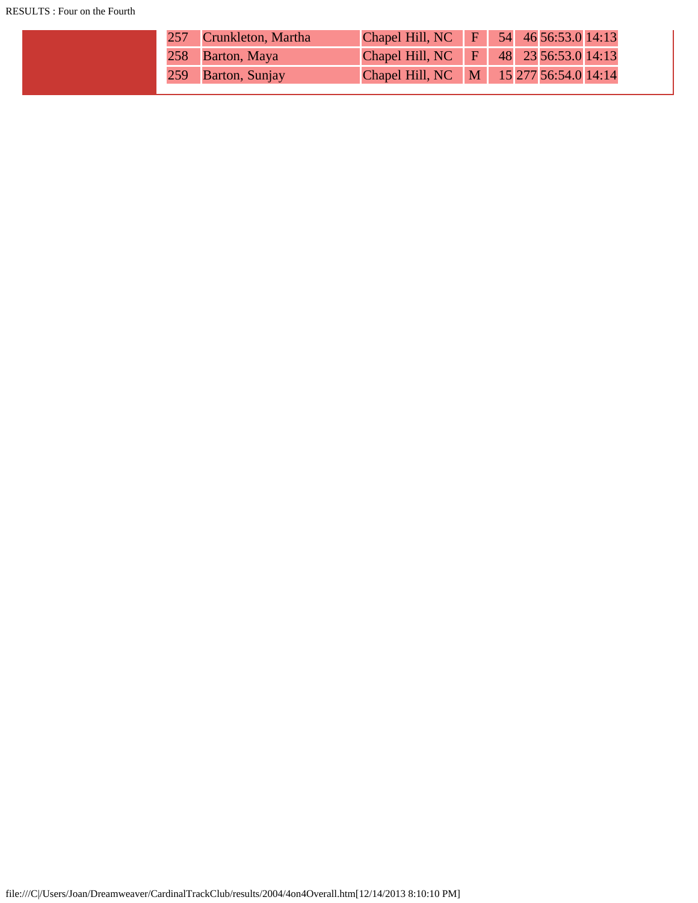| | | | | | | | |
|---|---|---|---|---|---|---|---|
| 257 | Crunkleton, Martha | Chapel Hill, NC | F | 54 | 46 | 56:53.0 | 14:13 |
| 258 | Barton, Maya | Chapel Hill, NC | F | 48 | 23 | 56:53.0 | 14:13 |
| 259 | Barton, Sunjay | Chapel Hill, NC | M | 15 | 277 | 56:54.0 | 14:14 |